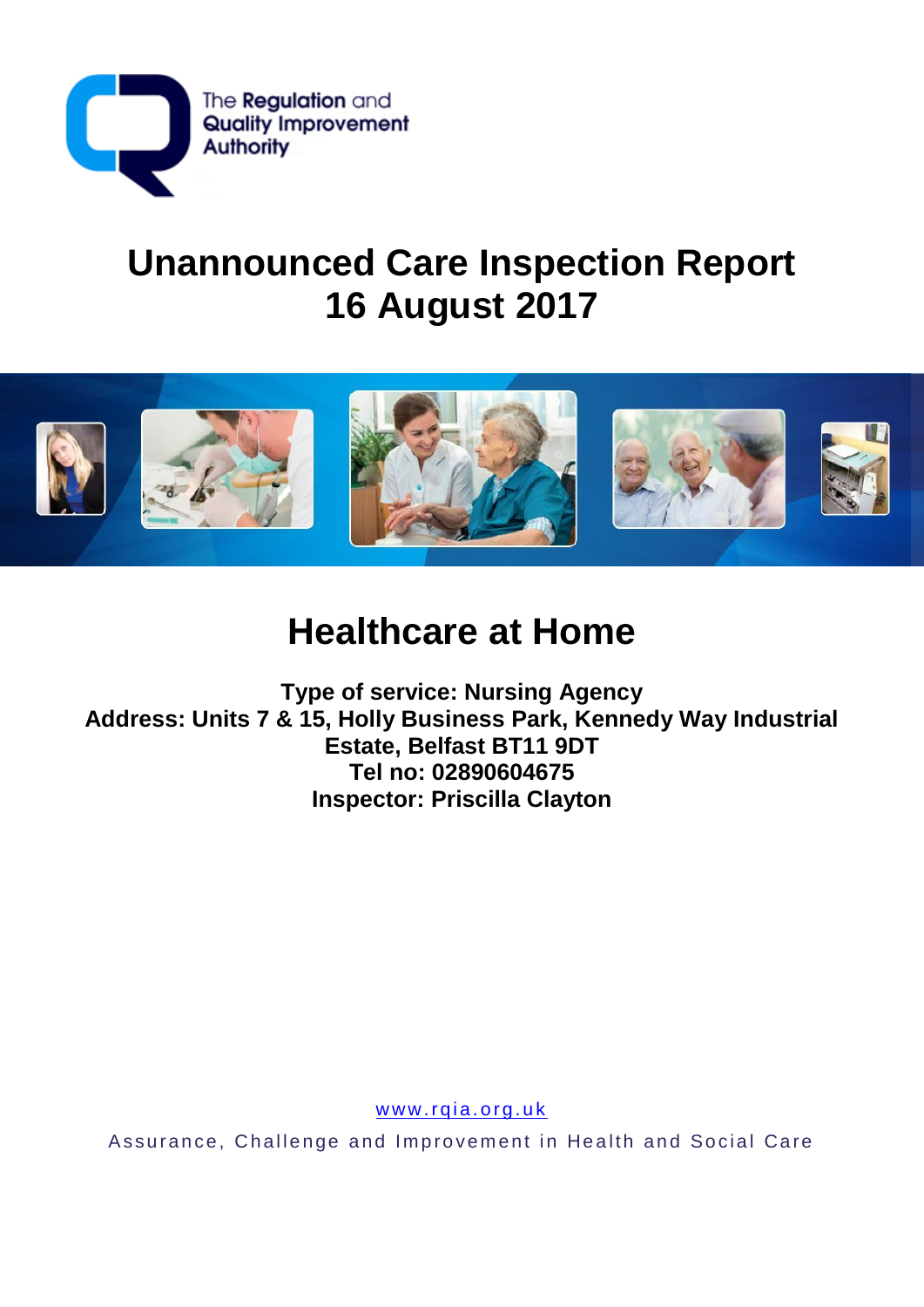The Regulation and Quality Improvement Authority

# Unannounced Care Inspection Report
# 16 August 2017

## Healthcare at Home

**Type of service: Nursing Agency**
**Address: Units 7 & 15, Holly Business Park, Kennedy Way Industrial Estate, Belfast BT11 9DT**
**Tel no: 02890604675**
**Inspector: Priscilla Clayton**

www.rqia.org.uk

Assurance, Challenge and Improvement in Health and Social Care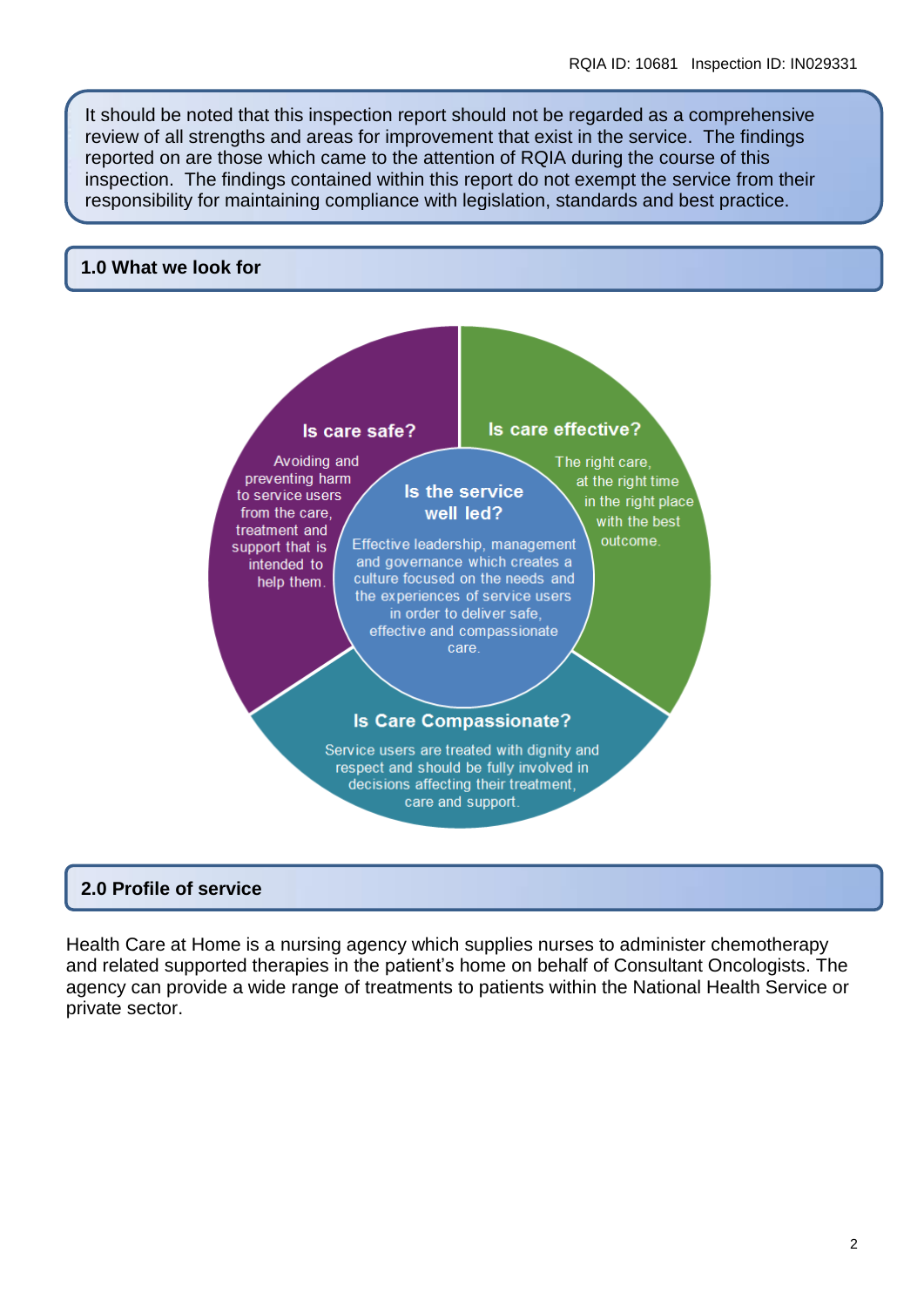It should be noted that this inspection report should not be regarded as a comprehensive review of all strengths and areas for improvement that exist in the service. The findings reported on are those which came to the attention of RQIA during the course of this inspection. The findings contained within this report do not exempt the service from their responsibility for maintaining compliance with legislation, standards and best practice.

## 1.0 What we look for

**Is care safe?**

Avoiding and preventing harm to service users from the care, treatment and support that is intended to help them.

**Is care effective?**

The right care, at the right time in the right place with the best outcome.

**Is the service well led?**

Effective leadership, management and governance which creates a culture focused on the needs and the experiences of service users in order to deliver safe, effective and compassionate care.

**Is Care Compassionate?**

Service users are treated with dignity and respect and should be fully involved in decisions affecting their treatment, care and support.

## 2.0 Profile of service

Health Care at Home is a nursing agency which supplies nurses to administer chemotherapy and related supported therapies in the patient's home on behalf of Consultant Oncologists. The agency can provide a wide range of treatments to patients within the National Health Service or private sector.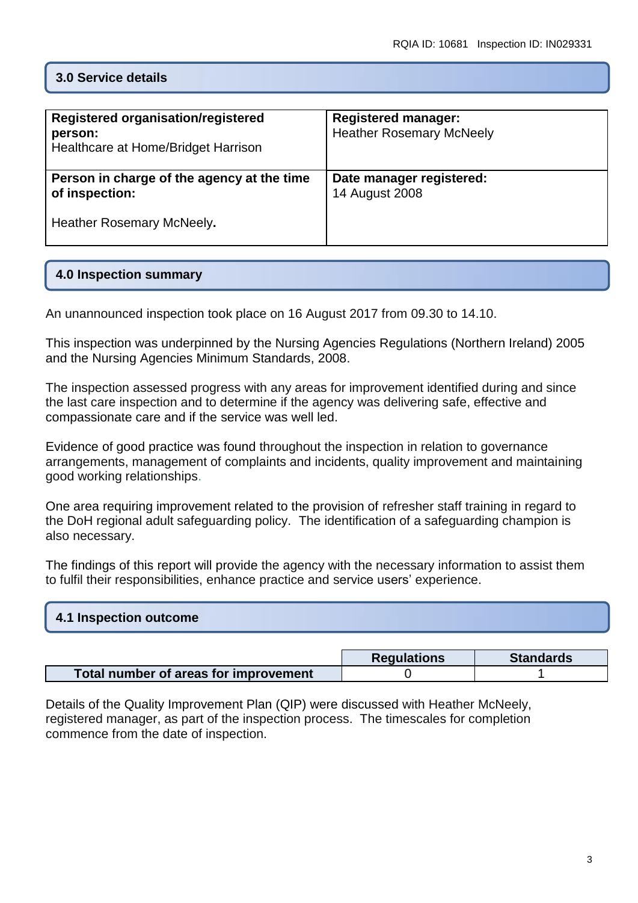## 3.0 Service details

| **Registered organisation/registered person:** Healthcare at Home/Bridget Harrison | **Registered manager:** Heather Rosemary McNeely |
|---|---|
| **Person in charge of the agency at the time of inspection:** Heather Rosemary McNeely. | **Date manager registered:** 14 August 2008 |

## 4.0 Inspection summary

An unannounced inspection took place on 16 August 2017 from 09.30 to 14.10.

This inspection was underpinned by the Nursing Agencies Regulations (Northern Ireland) 2005 and the Nursing Agencies Minimum Standards, 2008.

The inspection assessed progress with any areas for improvement identified during and since the last care inspection and to determine if the agency was delivering safe, effective and compassionate care and if the service was well led.

Evidence of good practice was found throughout the inspection in relation to governance arrangements, management of complaints and incidents, quality improvement and maintaining good working relationships.

One area requiring improvement related to the provision of refresher staff training in regard to the DoH regional adult safeguarding policy. The identification of a safeguarding champion is also necessary.

The findings of this report will provide the agency with the necessary information to assist them to fulfil their responsibilities, enhance practice and service users' experience.

### 4.1 Inspection outcome

| | Regulations | Standards |
|---|---|---|
| **Total number of areas for improvement** | 0 | 1 |

Details of the Quality Improvement Plan (QIP) were discussed with Heather McNeely, registered manager, as part of the inspection process. The timescales for completion commence from the date of inspection.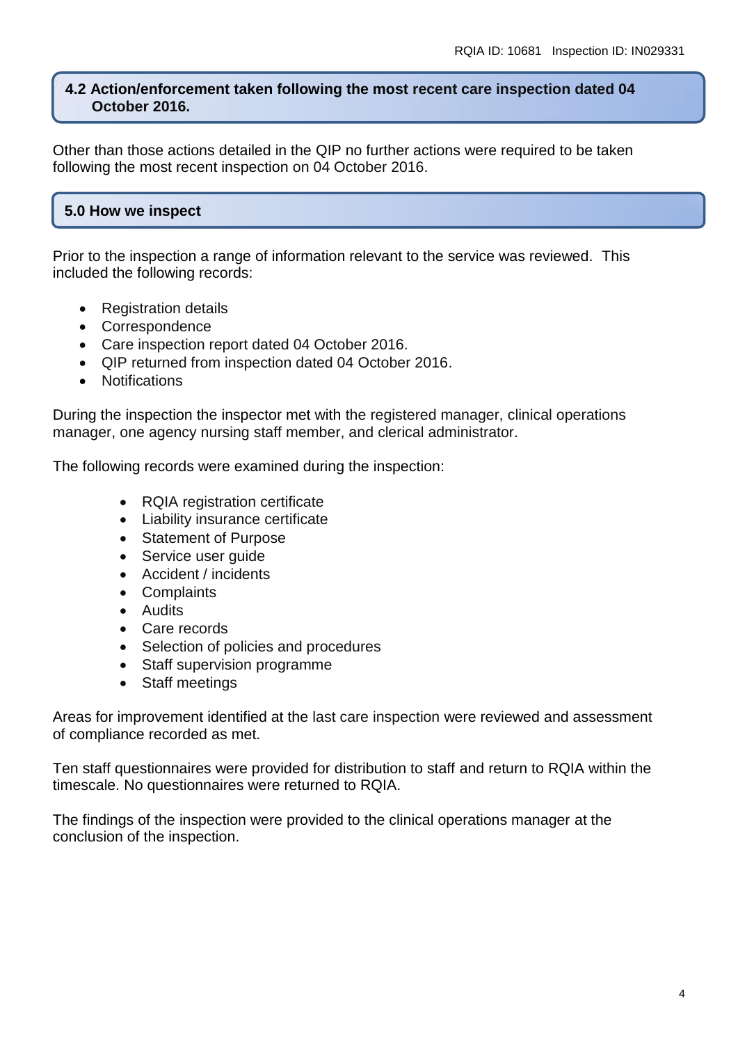## 4.2 Action/enforcement taken following the most recent care inspection dated 04 October 2016.

Other than those actions detailed in the QIP no further actions were required to be taken following the most recent inspection on 04 October 2016.

## 5.0 How we inspect

Prior to the inspection a range of information relevant to the service was reviewed. This included the following records:

- Registration details
- Correspondence
- Care inspection report dated 04 October 2016.
- QIP returned from inspection dated 04 October 2016.
- Notifications

During the inspection the inspector met with the registered manager, clinical operations manager, one agency nursing staff member, and clerical administrator.

The following records were examined during the inspection:

- RQIA registration certificate
- Liability insurance certificate
- Statement of Purpose
- Service user guide
- Accident / incidents
- Complaints
- Audits
- Care records
- Selection of policies and procedures
- Staff supervision programme
- Staff meetings

Areas for improvement identified at the last care inspection were reviewed and assessment of compliance recorded as met.

Ten staff questionnaires were provided for distribution to staff and return to RQIA within the timescale. No questionnaires were returned to RQIA.

The findings of the inspection were provided to the clinical operations manager at the conclusion of the inspection.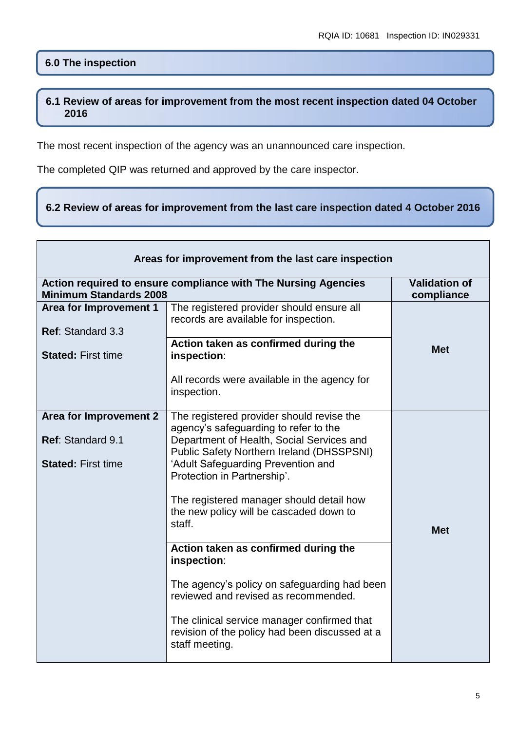## 6.0 The inspection

### 6.1 Review of areas for improvement from the most recent inspection dated 04 October 2016

The most recent inspection of the agency was an unannounced care inspection.

The completed QIP was returned and approved by the care inspector.

### 6.2 Review of areas for improvement from the last care inspection dated 4 October 2016

| Areas for improvement from the last care inspection | | |
|---|---|---|
| **Action required to ensure compliance with The Nursing Agencies Minimum Standards 2008** | | **Validation of compliance** |
| **Area for Improvement 1**<br><br>**Ref**: Standard 3.3<br><br>**Stated:** First time | The registered provider should ensure all records are available for inspection.<br><br>**Action taken as confirmed during the inspection**:<br><br>All records were available in the agency for inspection. | **Met** |
| **Area for Improvement 2**<br><br>**Ref**: Standard 9.1<br><br>**Stated:** First time | The registered provider should revise the agency's safeguarding to refer to the Department of Health, Social Services and Public Safety Northern Ireland (DHSSPSNI) 'Adult Safeguarding Prevention and Protection in Partnership'.<br><br>The registered manager should detail how the new policy will be cascaded down to staff.<br><br>**Action taken as confirmed during the inspection**:<br><br>The agency's policy on safeguarding had been reviewed and revised as recommended.<br><br>The clinical service manager confirmed that revision of the policy had been discussed at a staff meeting. | **Met** |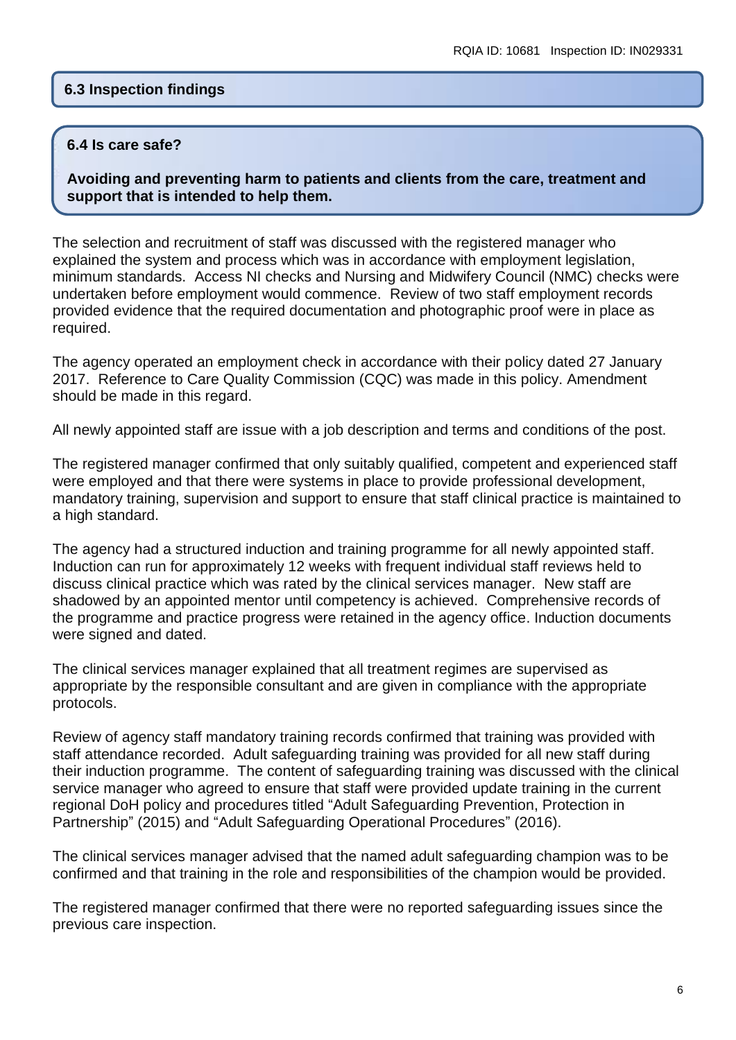## 6.3 Inspection findings

## 6.4 Is care safe?

**Avoiding and preventing harm to patients and clients from the care, treatment and support that is intended to help them.**

The selection and recruitment of staff was discussed with the registered manager who explained the system and process which was in accordance with employment legislation, minimum standards. Access NI checks and Nursing and Midwifery Council (NMC) checks were undertaken before employment would commence. Review of two staff employment records provided evidence that the required documentation and photographic proof were in place as required.

The agency operated an employment check in accordance with their policy dated 27 January 2017. Reference to Care Quality Commission (CQC) was made in this policy. Amendment should be made in this regard.

All newly appointed staff are issue with a job description and terms and conditions of the post.

The registered manager confirmed that only suitably qualified, competent and experienced staff were employed and that there were systems in place to provide professional development, mandatory training, supervision and support to ensure that staff clinical practice is maintained to a high standard.

The agency had a structured induction and training programme for all newly appointed staff. Induction can run for approximately 12 weeks with frequent individual staff reviews held to discuss clinical practice which was rated by the clinical services manager. New staff are shadowed by an appointed mentor until competency is achieved. Comprehensive records of the programme and practice progress were retained in the agency office. Induction documents were signed and dated.

The clinical services manager explained that all treatment regimes are supervised as appropriate by the responsible consultant and are given in compliance with the appropriate protocols.

Review of agency staff mandatory training records confirmed that training was provided with staff attendance recorded. Adult safeguarding training was provided for all new staff during their induction programme. The content of safeguarding training was discussed with the clinical service manager who agreed to ensure that staff were provided update training in the current regional DoH policy and procedures titled "Adult Safeguarding Prevention, Protection in Partnership" (2015) and "Adult Safeguarding Operational Procedures" (2016).

The clinical services manager advised that the named adult safeguarding champion was to be confirmed and that training in the role and responsibilities of the champion would be provided.

The registered manager confirmed that there were no reported safeguarding issues since the previous care inspection.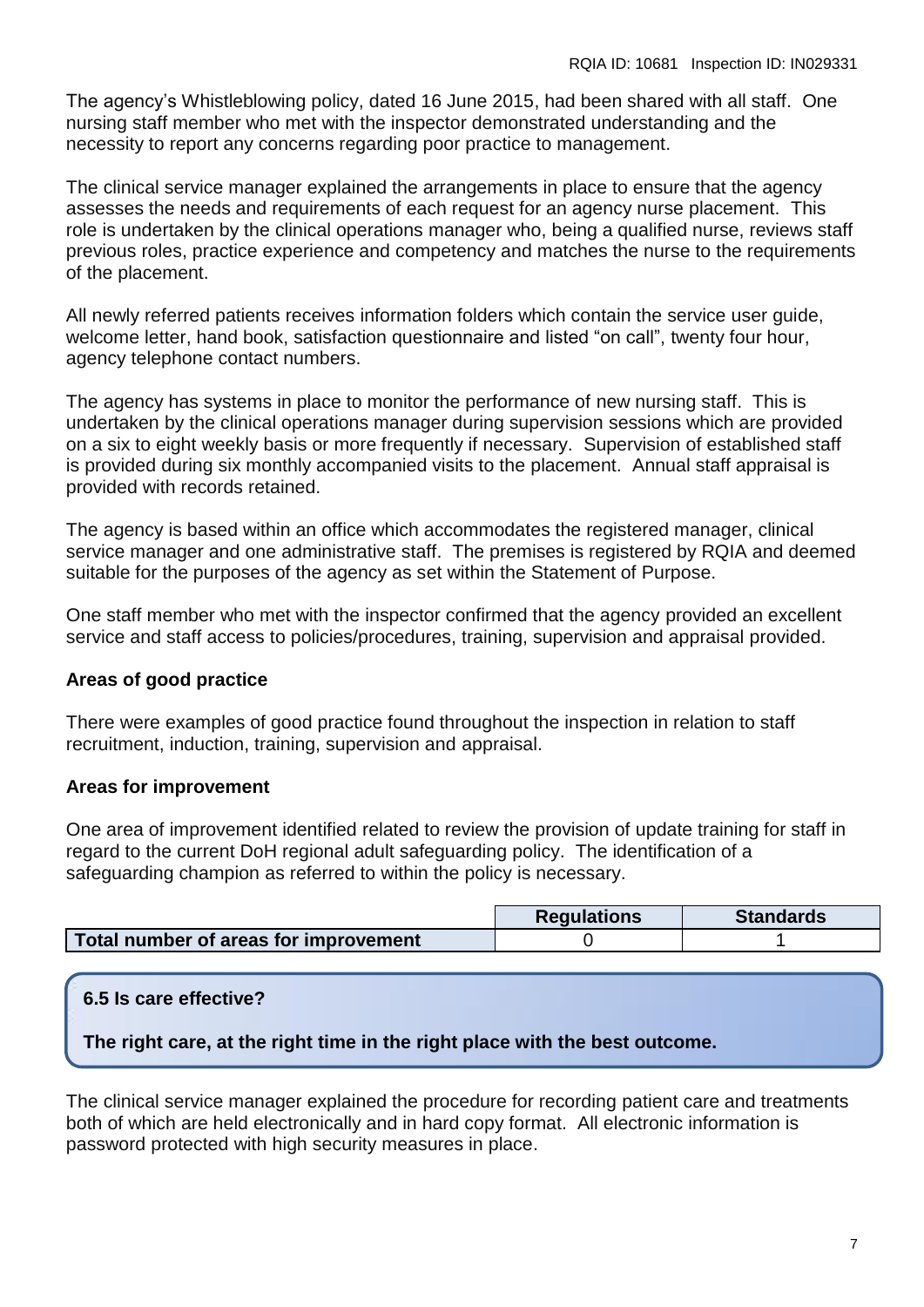The agency's Whistleblowing policy, dated 16 June 2015, had been shared with all staff. One nursing staff member who met with the inspector demonstrated understanding and the necessity to report any concerns regarding poor practice to management.

The clinical service manager explained the arrangements in place to ensure that the agency assesses the needs and requirements of each request for an agency nurse placement. This role is undertaken by the clinical operations manager who, being a qualified nurse, reviews staff previous roles, practice experience and competency and matches the nurse to the requirements of the placement.

All newly referred patients receives information folders which contain the service user guide, welcome letter, hand book, satisfaction questionnaire and listed "on call", twenty four hour, agency telephone contact numbers.

The agency has systems in place to monitor the performance of new nursing staff. This is undertaken by the clinical operations manager during supervision sessions which are provided on a six to eight weekly basis or more frequently if necessary. Supervision of established staff is provided during six monthly accompanied visits to the placement. Annual staff appraisal is provided with records retained.

The agency is based within an office which accommodates the registered manager, clinical service manager and one administrative staff. The premises is registered by RQIA and deemed suitable for the purposes of the agency as set within the Statement of Purpose.

One staff member who met with the inspector confirmed that the agency provided an excellent service and staff access to policies/procedures, training, supervision and appraisal provided.

**Areas of good practice**

There were examples of good practice found throughout the inspection in relation to staff recruitment, induction, training, supervision and appraisal.

**Areas for improvement**

One area of improvement identified related to review the provision of update training for staff in regard to the current DoH regional adult safeguarding policy. The identification of a safeguarding champion as referred to within the policy is necessary.

| | Regulations | Standards |
|---|---|---|
| **Total number of areas for improvement** | 0 | 1 |

### 6.5 Is care effective?

**The right care, at the right time in the right place with the best outcome.**

The clinical service manager explained the procedure for recording patient care and treatments both of which are held electronically and in hard copy format. All electronic information is password protected with high security measures in place.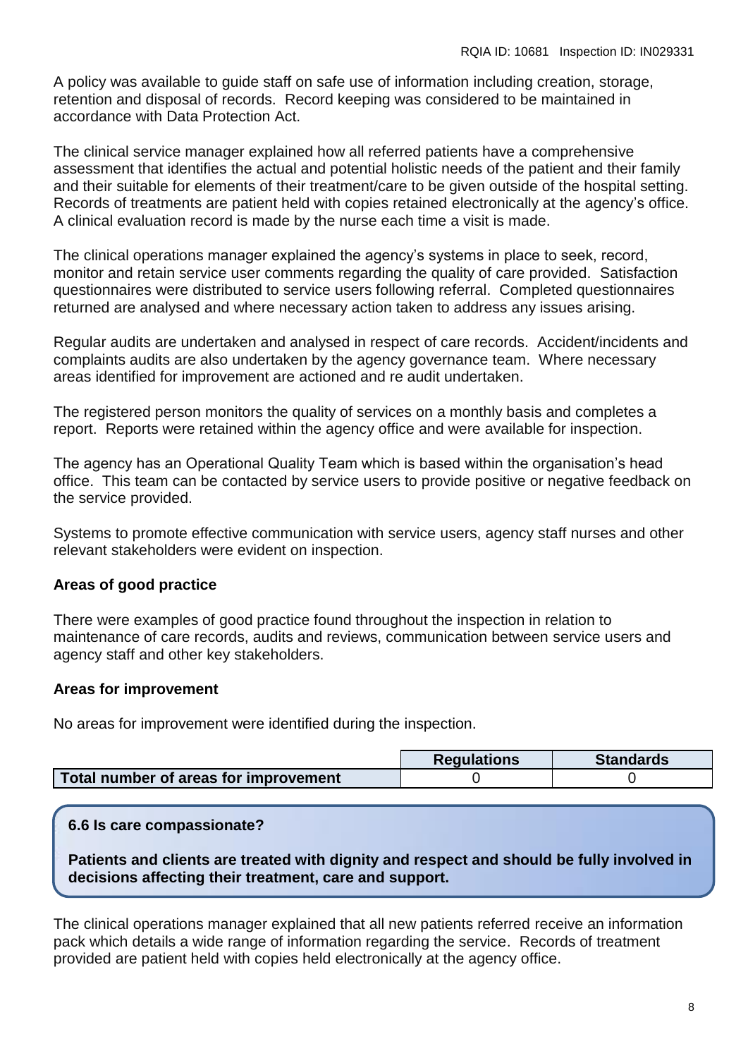A policy was available to guide staff on safe use of information including creation, storage, retention and disposal of records. Record keeping was considered to be maintained in accordance with Data Protection Act.

The clinical service manager explained how all referred patients have a comprehensive assessment that identifies the actual and potential holistic needs of the patient and their family and their suitable for elements of their treatment/care to be given outside of the hospital setting. Records of treatments are patient held with copies retained electronically at the agency's office. A clinical evaluation record is made by the nurse each time a visit is made.

The clinical operations manager explained the agency's systems in place to seek, record, monitor and retain service user comments regarding the quality of care provided. Satisfaction questionnaires were distributed to service users following referral. Completed questionnaires returned are analysed and where necessary action taken to address any issues arising.

Regular audits are undertaken and analysed in respect of care records. Accident/incidents and complaints audits are also undertaken by the agency governance team. Where necessary areas identified for improvement are actioned and re audit undertaken.

The registered person monitors the quality of services on a monthly basis and completes a report. Reports were retained within the agency office and were available for inspection.

The agency has an Operational Quality Team which is based within the organisation's head office. This team can be contacted by service users to provide positive or negative feedback on the service provided.

Systems to promote effective communication with service users, agency staff nurses and other relevant stakeholders were evident on inspection.

**Areas of good practice**

There were examples of good practice found throughout the inspection in relation to maintenance of care records, audits and reviews, communication between service users and agency staff and other key stakeholders.

**Areas for improvement**

No areas for improvement were identified during the inspection.

| | Regulations | Standards |
|---|---|---|
| **Total number of areas for improvement** | 0 | 0 |

**6.6 Is care compassionate?**

**Patients and clients are treated with dignity and respect and should be fully involved in decisions affecting their treatment, care and support.**

The clinical operations manager explained that all new patients referred receive an information pack which details a wide range of information regarding the service. Records of treatment provided are patient held with copies held electronically at the agency office.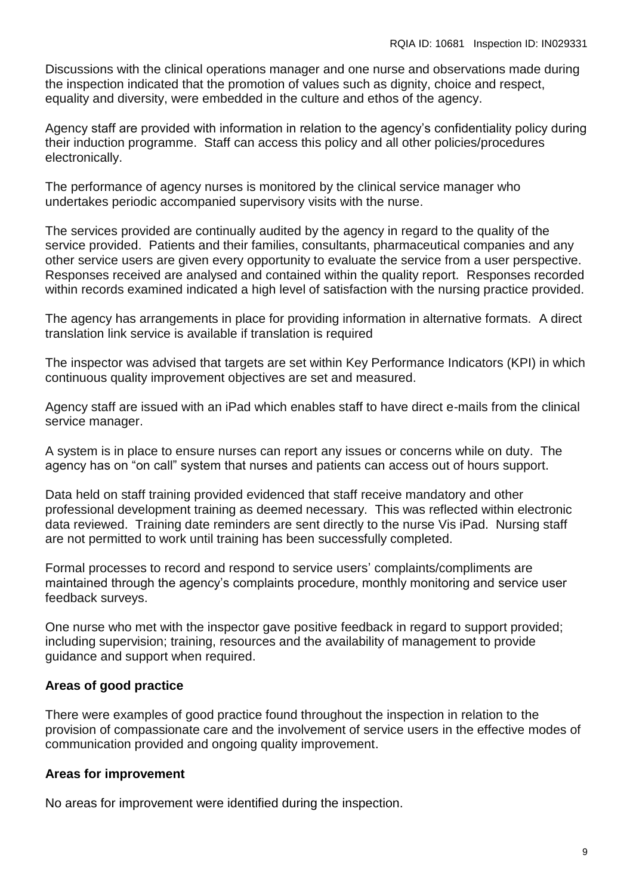Discussions with the clinical operations manager and one nurse and observations made during the inspection indicated that the promotion of values such as dignity, choice and respect, equality and diversity, were embedded in the culture and ethos of the agency.

Agency staff are provided with information in relation to the agency's confidentiality policy during their induction programme. Staff can access this policy and all other policies/procedures electronically.

The performance of agency nurses is monitored by the clinical service manager who undertakes periodic accompanied supervisory visits with the nurse.

The services provided are continually audited by the agency in regard to the quality of the service provided. Patients and their families, consultants, pharmaceutical companies and any other service users are given every opportunity to evaluate the service from a user perspective. Responses received are analysed and contained within the quality report. Responses recorded within records examined indicated a high level of satisfaction with the nursing practice provided.

The agency has arrangements in place for providing information in alternative formats. A direct translation link service is available if translation is required

The inspector was advised that targets are set within Key Performance Indicators (KPI) in which continuous quality improvement objectives are set and measured.

Agency staff are issued with an iPad which enables staff to have direct e-mails from the clinical service manager.

A system is in place to ensure nurses can report any issues or concerns while on duty. The agency has on "on call" system that nurses and patients can access out of hours support.

Data held on staff training provided evidenced that staff receive mandatory and other professional development training as deemed necessary. This was reflected within electronic data reviewed. Training date reminders are sent directly to the nurse Vis iPad. Nursing staff are not permitted to work until training has been successfully completed.

Formal processes to record and respond to service users' complaints/compliments are maintained through the agency's complaints procedure, monthly monitoring and service user feedback surveys.

One nurse who met with the inspector gave positive feedback in regard to support provided; including supervision; training, resources and the availability of management to provide guidance and support when required.

**Areas of good practice**

There were examples of good practice found throughout the inspection in relation to the provision of compassionate care and the involvement of service users in the effective modes of communication provided and ongoing quality improvement.

**Areas for improvement**

No areas for improvement were identified during the inspection.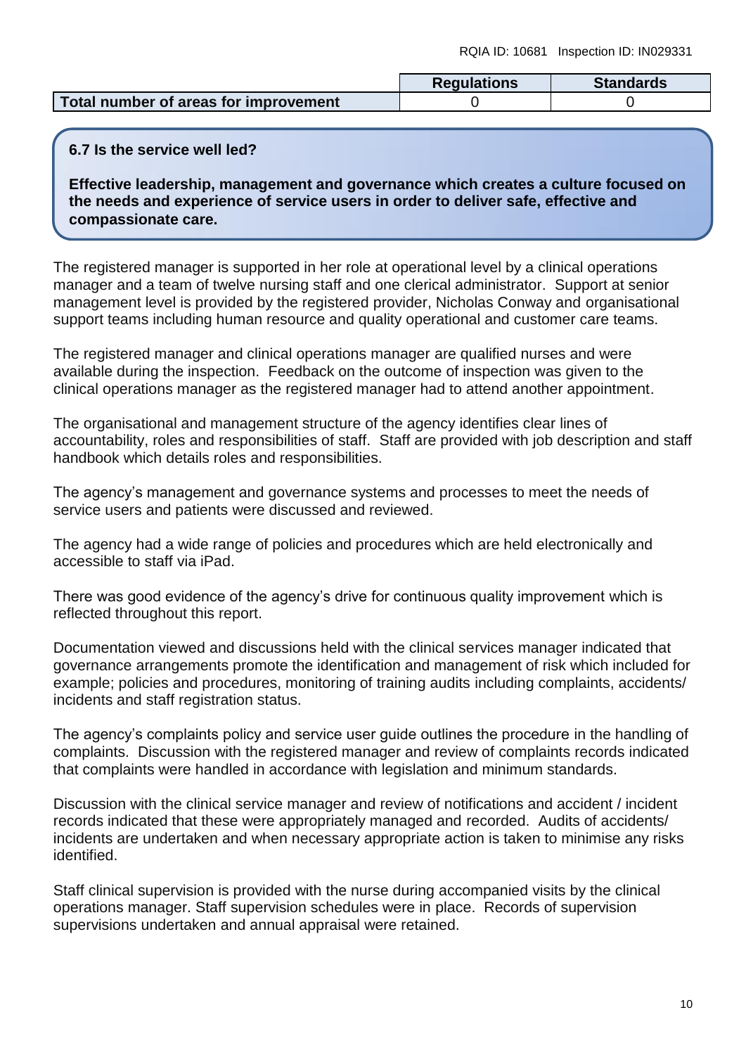| | Regulations | Standards |
|---|---|---|
| **Total number of areas for improvement** | 0 | 0 |

**6.7 Is the service well led?**

**Effective leadership, management and governance which creates a culture focused on the needs and experience of service users in order to deliver safe, effective and compassionate care.**

The registered manager is supported in her role at operational level by a clinical operations manager and a team of twelve nursing staff and one clerical administrator.  Support at senior management level is provided by the registered provider, Nicholas Conway and organisational support teams including human resource and quality operational and customer care teams.

The registered manager and clinical operations manager are qualified nurses and were available during the inspection.  Feedback on the outcome of inspection was given to the clinical operations manager as the registered manager had to attend another appointment.

The organisational and management structure of the agency identifies clear lines of accountability, roles and responsibilities of staff.  Staff are provided with job description and staff handbook which details roles and responsibilities.

The agency's management and governance systems and processes to meet the needs of service users and patients were discussed and reviewed.

The agency had a wide range of policies and procedures which are held electronically and accessible to staff via iPad.

There was good evidence of the agency's drive for continuous quality improvement which is reflected throughout this report.

Documentation viewed and discussions held with the clinical services manager indicated that governance arrangements promote the identification and management of risk which included for example; policies and procedures, monitoring of training audits including complaints, accidents/ incidents and staff registration status.

The agency's complaints policy and service user guide outlines the procedure in the handling of complaints.  Discussion with the registered manager and review of complaints records indicated that complaints were handled in accordance with legislation and minimum standards.

Discussion with the clinical service manager and review of notifications and accident / incident records indicated that these were appropriately managed and recorded.  Audits of accidents/ incidents are undertaken and when necessary appropriate action is taken to minimise any risks identified.

Staff clinical supervision is provided with the nurse during accompanied visits by the clinical operations manager. Staff supervision schedules were in place.  Records of supervision supervisions undertaken and annual appraisal were retained.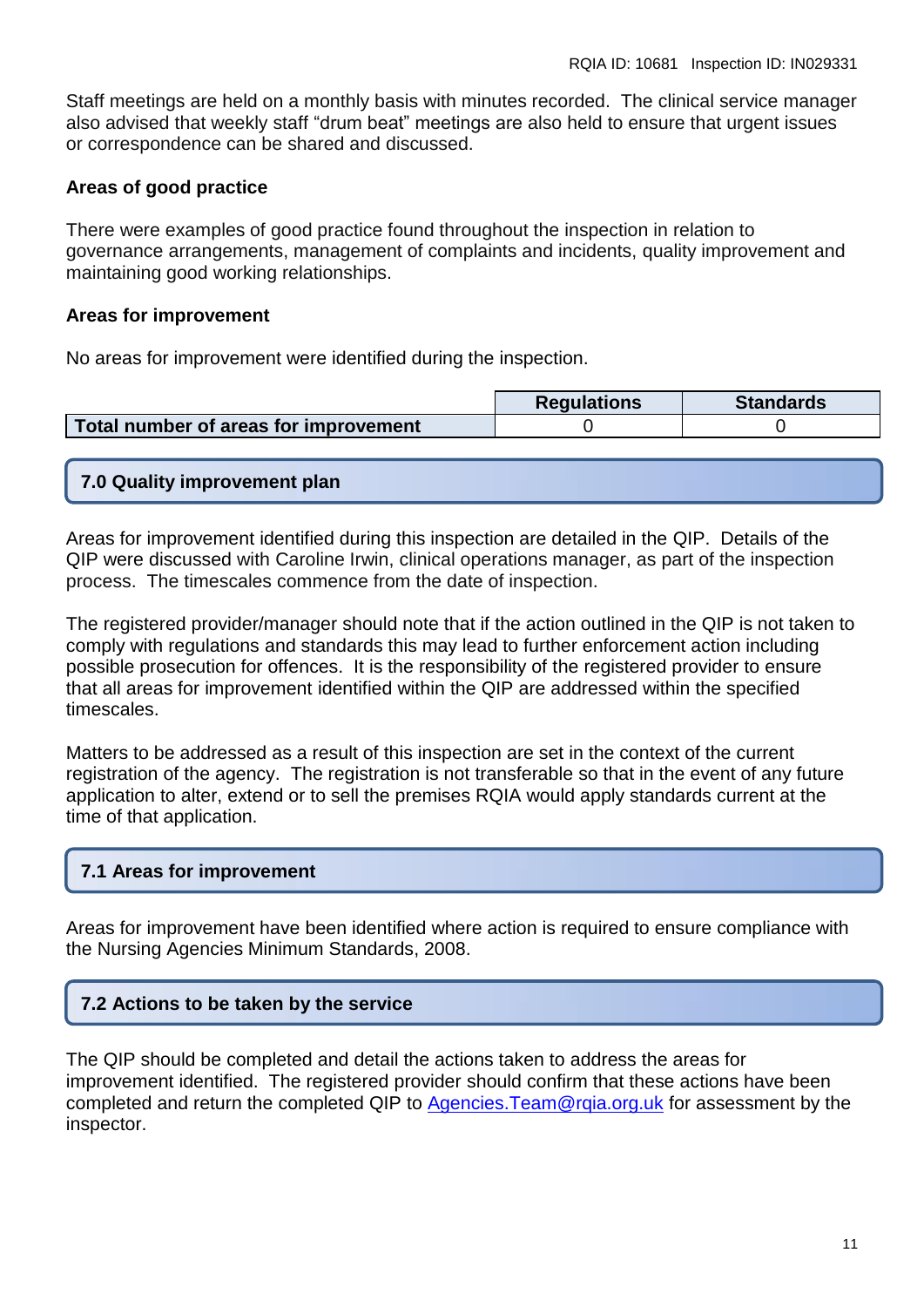Staff meetings are held on a monthly basis with minutes recorded. The clinical service manager also advised that weekly staff "drum beat" meetings are also held to ensure that urgent issues or correspondence can be shared and discussed.

**Areas of good practice**

There were examples of good practice found throughout the inspection in relation to governance arrangements, management of complaints and incidents, quality improvement and maintaining good working relationships.

**Areas for improvement**

No areas for improvement were identified during the inspection.

| | Regulations | Standards |
|---|---|---|
| **Total number of areas for improvement** | 0 | 0 |

## 7.0 Quality improvement plan

Areas for improvement identified during this inspection are detailed in the QIP. Details of the QIP were discussed with Caroline Irwin, clinical operations manager, as part of the inspection process. The timescales commence from the date of inspection.

The registered provider/manager should note that if the action outlined in the QIP is not taken to comply with regulations and standards this may lead to further enforcement action including possible prosecution for offences. It is the responsibility of the registered provider to ensure that all areas for improvement identified within the QIP are addressed within the specified timescales.

Matters to be addressed as a result of this inspection are set in the context of the current registration of the agency. The registration is not transferable so that in the event of any future application to alter, extend or to sell the premises RQIA would apply standards current at the time of that application.

## 7.1 Areas for improvement

Areas for improvement have been identified where action is required to ensure compliance with the Nursing Agencies Minimum Standards, 2008.

## 7.2 Actions to be taken by the service

The QIP should be completed and detail the actions taken to address the areas for improvement identified. The registered provider should confirm that these actions have been completed and return the completed QIP to Agencies.Team@rqia.org.uk for assessment by the inspector.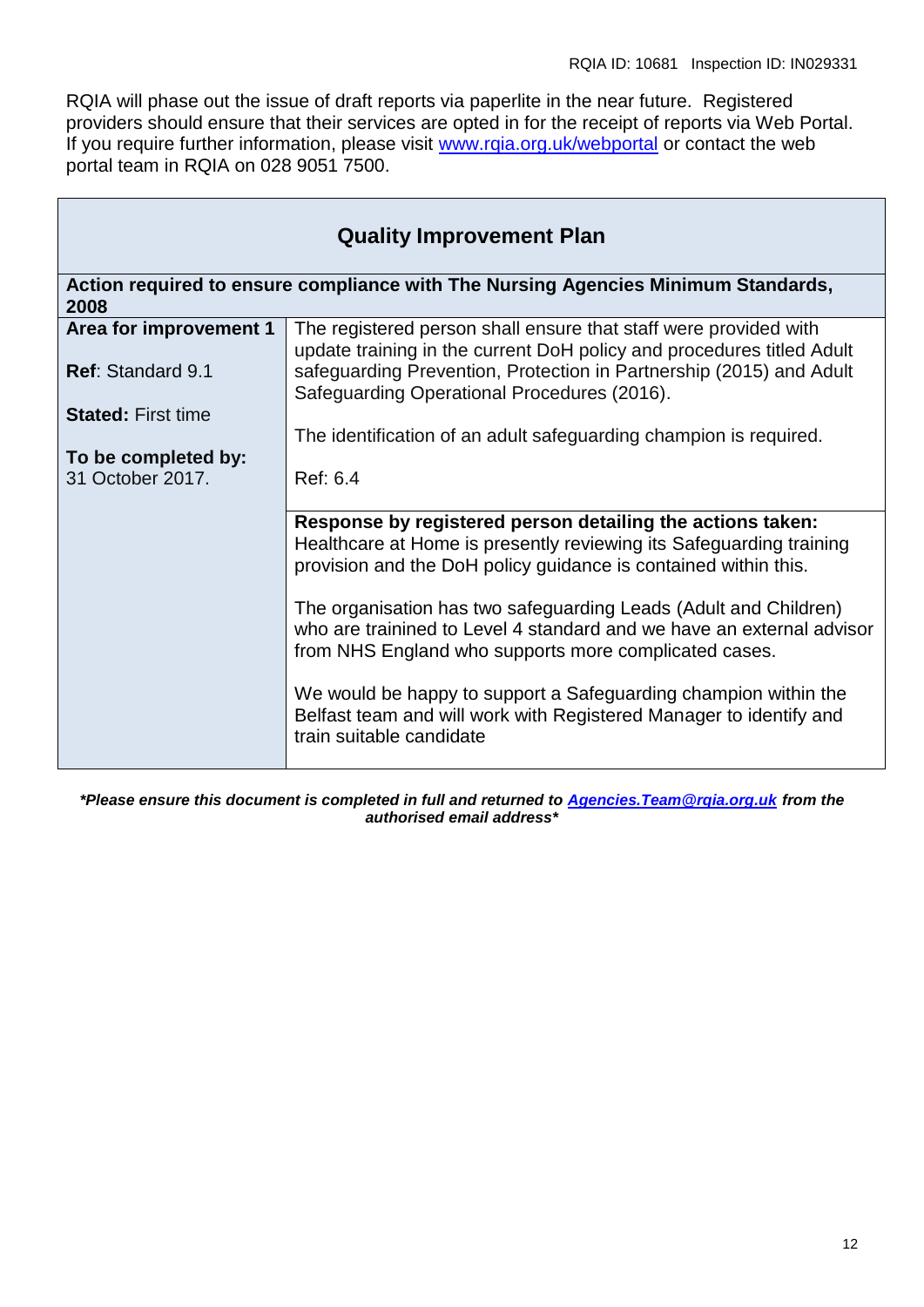RQIA will phase out the issue of draft reports via paperlite in the near future. Registered providers should ensure that their services are opted in for the receipt of reports via Web Portal. If you require further information, please visit www.rqia.org.uk/webportal or contact the web portal team in RQIA on 028 9051 7500.

## Quality Improvement Plan

| **Action required to ensure compliance with The Nursing Agencies Minimum Standards, 2008** | |
|---|---|
| **Area for improvement 1**<br><br>**Ref**: Standard 9.1<br><br>**Stated:** First time<br><br>**To be completed by:**<br>31 October 2017. | The registered person shall ensure that staff were provided with update training in the current DoH policy and procedures titled Adult safeguarding Prevention, Protection in Partnership (2015) and Adult Safeguarding Operational Procedures (2016).<br><br>The identification of an adult safeguarding champion is required.<br><br>Ref: 6.4 |
| | **Response by registered person detailing the actions taken:**<br>Healthcare at Home is presently reviewing its Safeguarding training provision and the DoH policy guidance is contained within this.<br><br>The organisation has two safeguarding Leads (Adult and Children) who are trainined to Level 4 standard and we have an external advisor from NHS England who supports more complicated cases.<br><br>We would be happy to support a Safeguarding champion within the Belfast team and will work with Registered Manager to identify and train suitable candidate |

***Please ensure this document is completed in full and returned to Agencies.Team@rqia.org.uk from the authorised email address***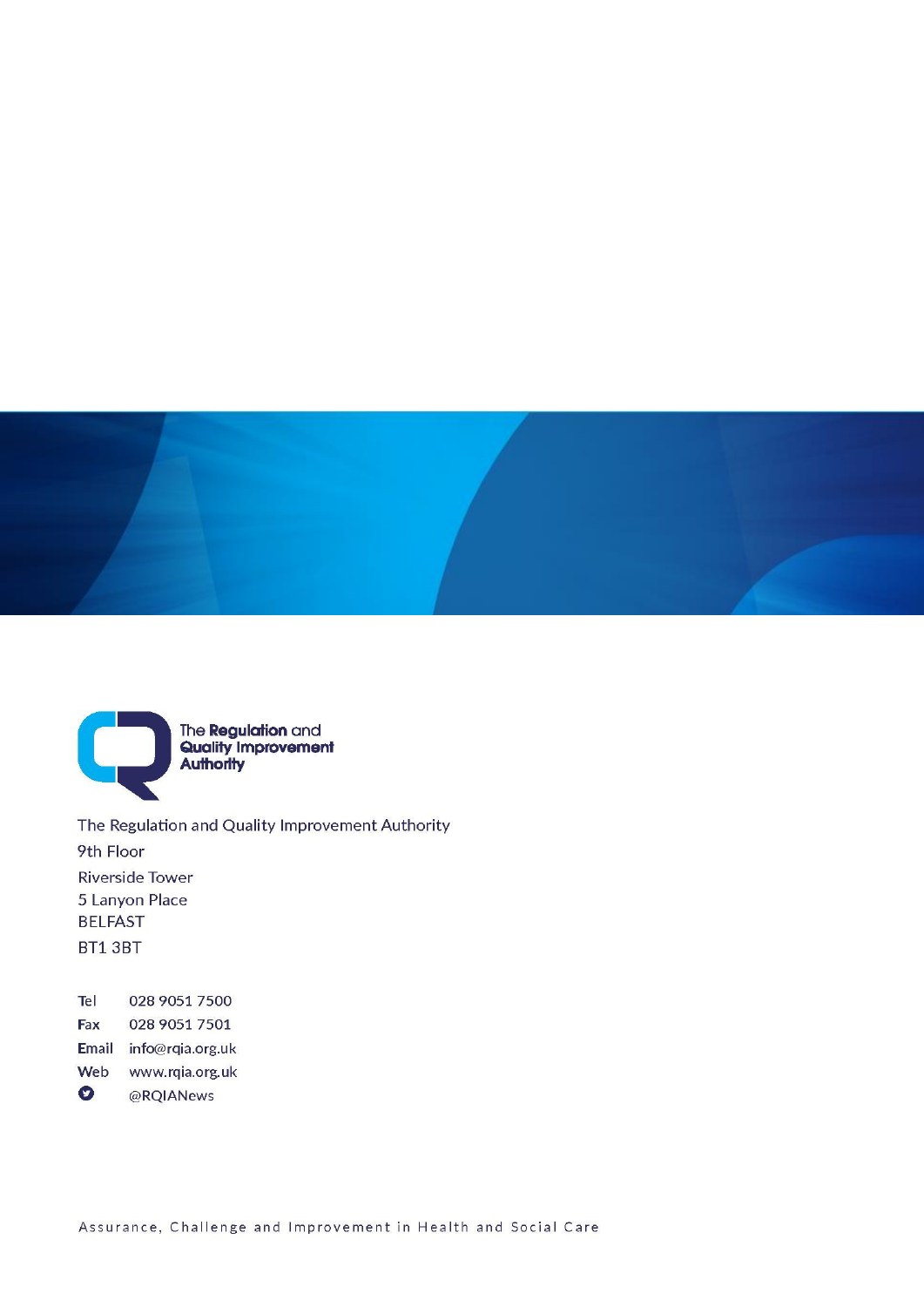The **Regulation** and **Quality Improvement Authority**

The Regulation and Quality Improvement Authority
9th Floor
Riverside Tower
5 Lanyon Place
BELFAST
BT1 3BT

| | |
|---|---|
| **Tel** | 028 9051 7500 |
| **Fax** | 028 9051 7501 |
| **Email** | info@rqia.org.uk |
| **Web** | www.rqia.org.uk |
| | @RQIANews |

Assurance, Challenge and Improvement in Health and Social Care